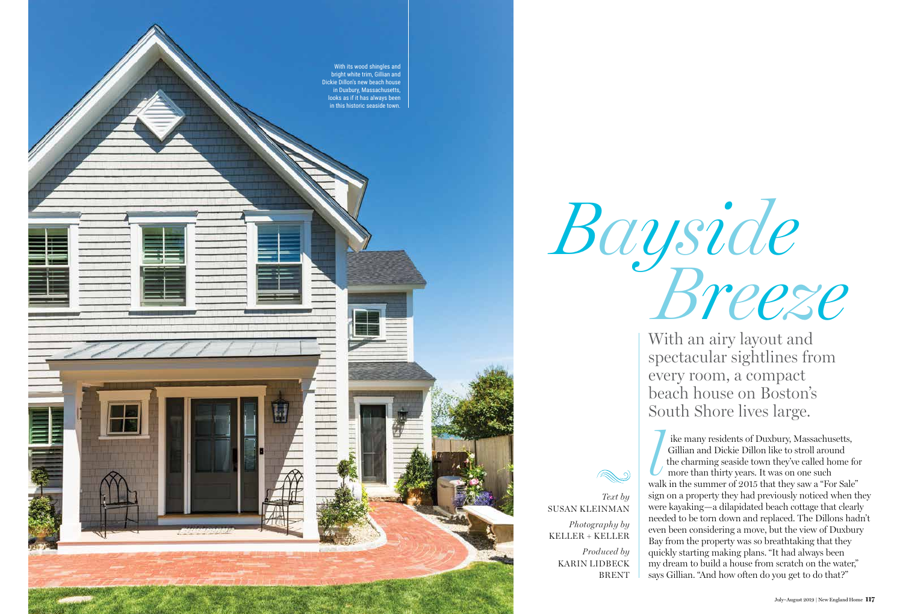With its wood shingles and bright white trim, Gillian and Dickie Dillon's new beach house in Duxbury, Massachusetts, looks as if it has always been in this historic seaside town.

# *Bayside Breeze*

With an airy layout and spectacular sightlines from every room, a compact beach house on Boston's South Shore lives large.

*Text by* SUSAN KLEINMAN

*Photography by* KELLER + KELLER

*Produced by* KARIN LIDBECK BRENT

Like many residents of Duxbury, Massachusetts, Gillian and Dickie Dillon like to stroll around the charming seaside town they've called home for more than thirty years. It was on one such walk in the summer of 2015 that they saw a "For Sale" sign on a property they had previously noticed when they were kayaking—a dilapidated beach cottage that clearly needed to be torn down and replaced. The Dillons hadn't even been considering a move, but the view of Duxbury Bay from the property was so breathtaking that they quickly starting making plans. "It had always been my dream to build a house from scratch on the water," says Gillian. "And how often do you get to do that?"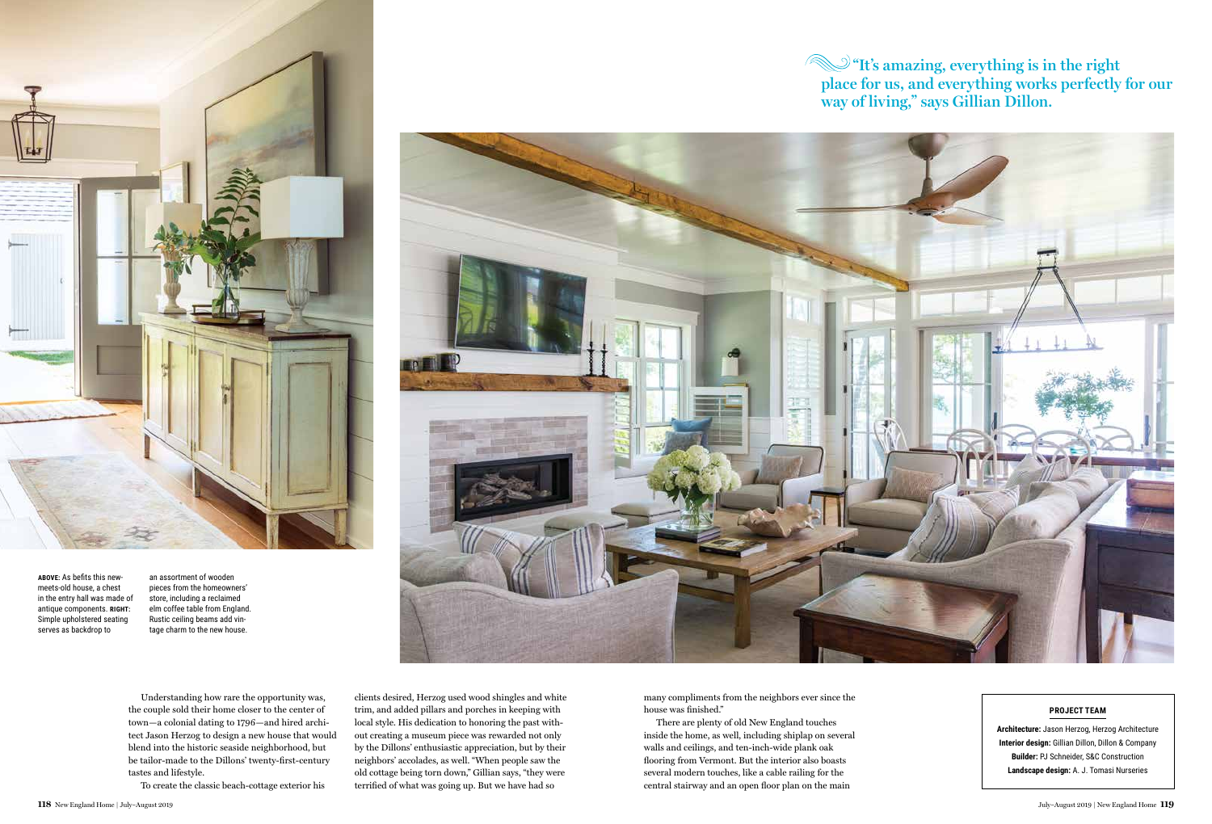"It's amazing, everything is in the right place for us, and everything works perfectly for our way of living," says Gillian Dillon.

**ABOVE:** As befits this new-meets-old house, a chest in the entry hall was made of antique components. **RIGHT:** Simple upholstered seating serves as backdrop to an assortment of wooden pieces from the homeowners' store, including a reclaimed elm coffee table from England. Rustic ceiling beams add vintage charm to the new house.

Understanding how rare the opportunity was, the couple sold their home closer to the center of town—a colonial dating to 1796—and hired architect Jason Herzog to design a new house that would blend into the historic seaside neighborhood, but be tailor-made to the Dillons' twenty-first-century tastes and lifestyle.

To create the classic beach-cottage exterior his clients desired, Herzog used wood shingles and white trim, and added pillars and porches in keeping with local style. His dedication to honoring the past without creating a museum piece was rewarded not only by the Dillons' enthusiastic appreciation, but by their neighbors' accolades, as well. "When people saw the old cottage being torn down," Gillian says, "they were terrified of what was going up. But we have had so many compliments from the neighbors ever since the house was finished."

There are plenty of old New England touches inside the home, as well, including shiplap on several walls and ceilings, and ten-inch-wide plank oak flooring from Vermont. But the interior also boasts several modern touches, like a cable railing for the central stairway and an open floor plan on the main

**PROJECT TEAM**

**Architecture:** Jason Herzog, Herzog Architecture
**Interior design:** Gillian Dillon, Dillon & Company
**Builder:** PJ Schneider, S&C Construction
**Landscape design:** A. J. Tomasi Nurseries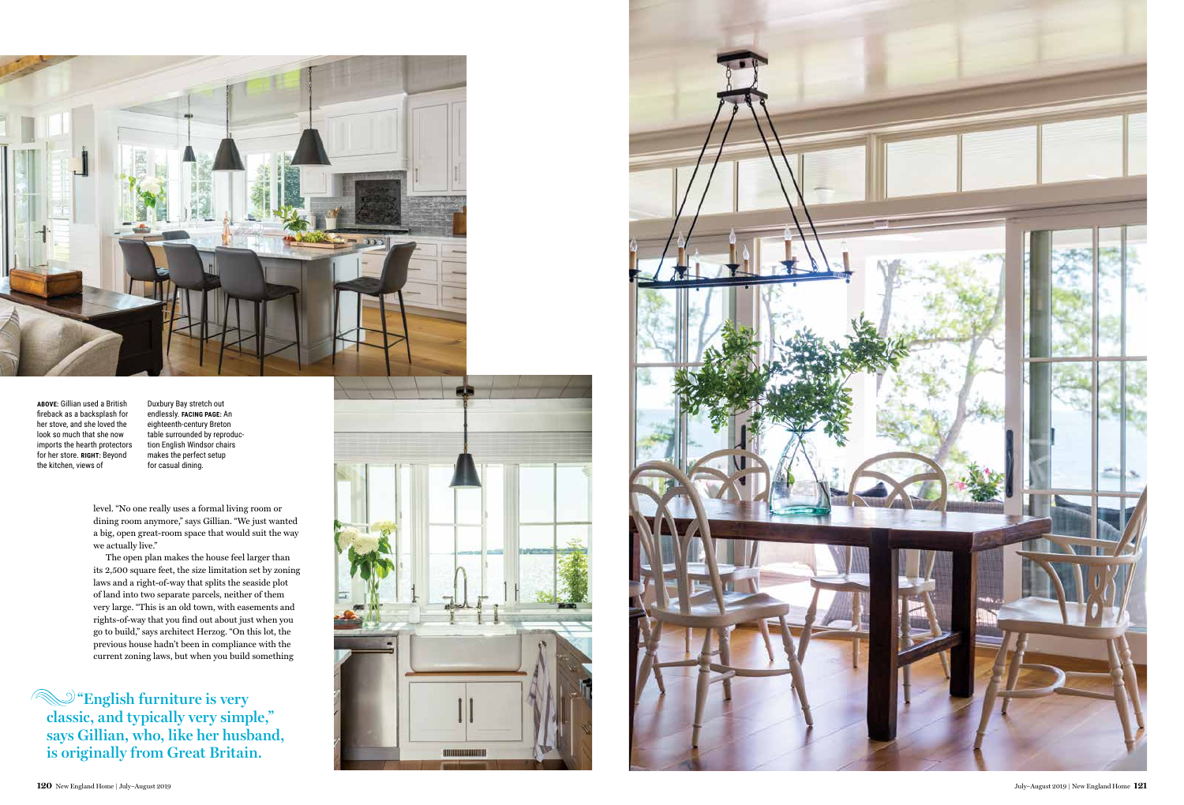**ABOVE:** Gillian used a British fireback as a backsplash for her stove, and she loved the look so much that she now imports the hearth protectors for her store. **RIGHT:** Beyond the kitchen, views of Duxbury Bay stretch out endlessly. **FACING PAGE:** An eighteenth-century Breton table surrounded by reproduction English Windsor chairs makes the perfect setup for casual dining.

level. "No one really uses a formal living room or dining room anymore," says Gillian. "We just wanted a big, open great-room space that would suit the way we actually live."

The open plan makes the house feel larger than its 2,500 square feet, the size limitation set by zoning laws and a right-of-way that splits the seaside plot of land into two separate parcels, neither of them very large. "This is an old town, with easements and rights-of-way that you find out about just when you go to build," says architect Herzog. "On this lot, the previous house hadn't been in compliance with the current zoning laws, but when you build something

**"English furniture is very classic, and typically very simple," says Gillian, who, like her husband, is originally from Great Britain.**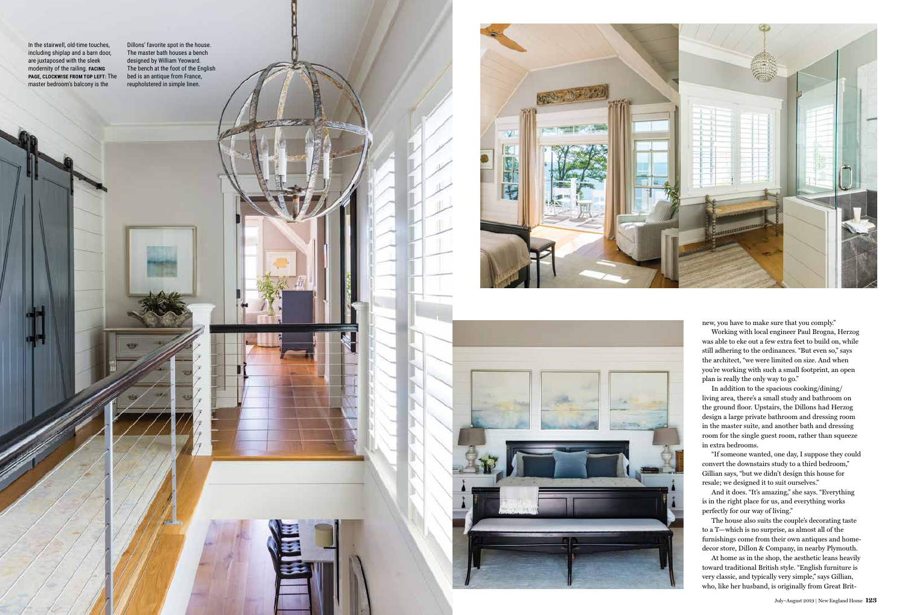In the stairwell, old-time touches, including shiplap and a barn door, are juxtaposed with the sleek modernity of the railing. **FACING PAGE, CLOCKWISE FROM TOP LEFT:** The master bedroom's balcony is the Dillons' favorite spot in the house. The master bath houses a bench designed by William Yeoward. The bench at the foot of the English bed is an antique from France, reupholstered in simple linen.

new, you have to make sure that you comply."

Working with local engineer Paul Brogna, Herzog was able to eke out a few extra feet to build on, while still adhering to the ordinances. "But even so," says the architect, "we were limited on size. And when you're working with such a small footprint, an open plan is really the only way to go."

In addition to the spacious cooking/dining/living area, there's a small study and bathroom on the ground floor. Upstairs, the Dillons had Herzog design a large private bathroom and dressing room in the master suite, and another bath and dressing room for the single guest room, rather than squeeze in extra bedrooms.

"If someone wanted, one day, I suppose they could convert the downstairs study to a third bedroom," Gillian says, "but we didn't design this house for resale; we designed it to suit ourselves."

And it does. "It's amazing," she says. "Everything is in the right place for us, and everything works perfectly for our way of living."

The house also suits the couple's decorating taste to a T—which is no surprise, as almost all of the furnishings come from their own antiques and home-decor store, Dillon & Company, in nearby Plymouth.

At home as in the shop, the aesthetic leans heavily toward traditional British style. "English furniture is very classic, and typically very simple," says Gillian, who, like her husband, is originally from Great Brit-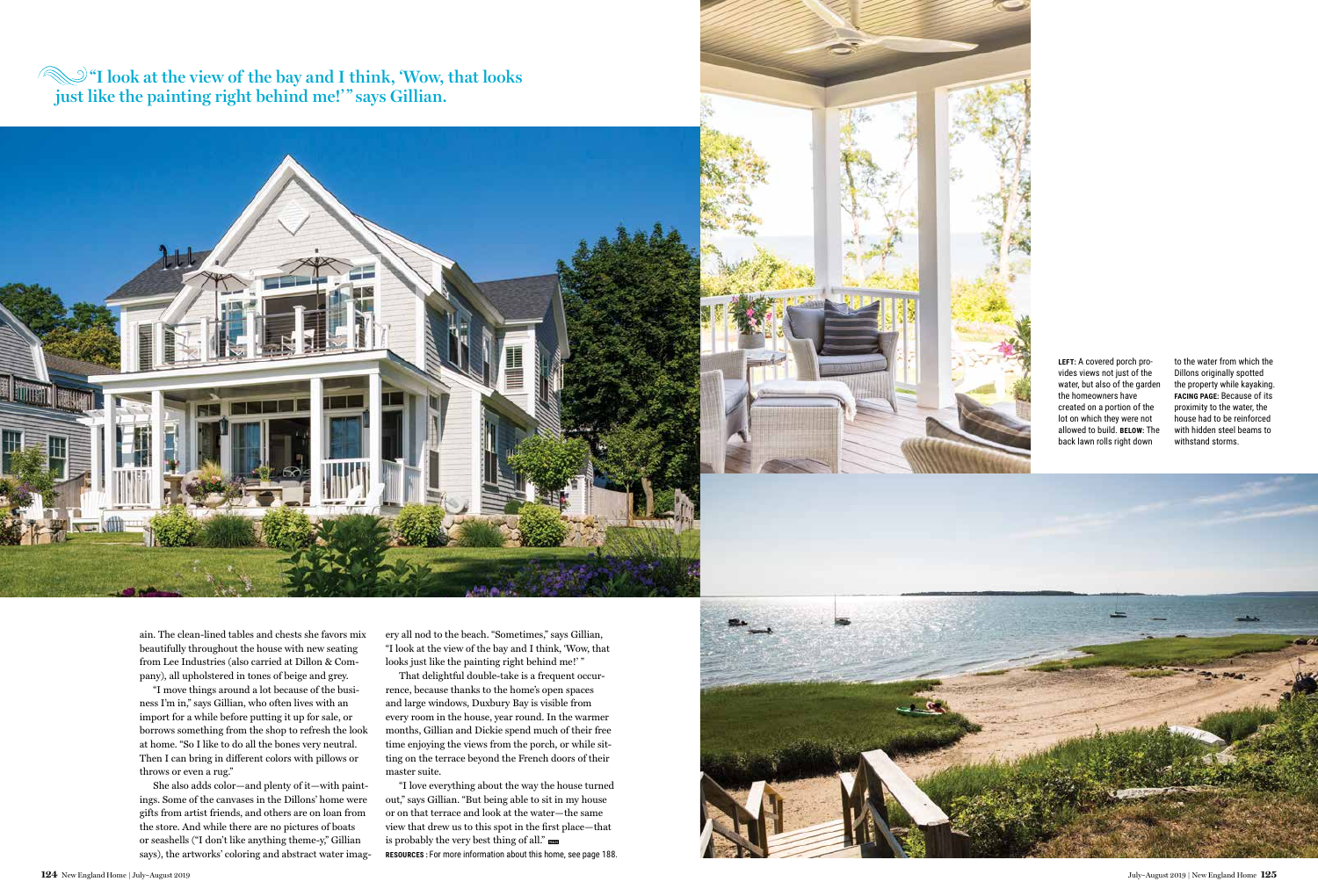"I look at the view of the bay and I think, 'Wow, that looks just like the painting right behind me!'" says Gillian.

ain. The clean-lined tables and chests she favors mix beautifully throughout the house with new seating from Lee Industries (also carried at Dillon & Company), all upholstered in tones of beige and grey.

"I move things around a lot because of the business I'm in," says Gillian, who often lives with an import for a while before putting it up for sale, or borrows something from the shop to refresh the look at home. "So I like to do all the bones very neutral. Then I can bring in different colors with pillows or throws or even a rug."

She also adds color—and plenty of it—with paintings. Some of the canvases in the Dillons' home were gifts from artist friends, and others are on loan from the store. And while there are no pictures of boats or seashells ("I don't like anything theme-y," Gillian says), the artworks' coloring and abstract water imagery all nod to the beach. "Sometimes," says Gillian, "I look at the view of the bay and I think, 'Wow, that looks just like the painting right behind me!'"

That delightful double-take is a frequent occurrence, because thanks to the home's open spaces and large windows, Duxbury Bay is visible from every room in the house, year round. In the warmer months, Gillian and Dickie spend much of their free time enjoying the views from the porch, or while sitting on the terrace beyond the French doors of their master suite.

"I love everything about the way the house turned out," says Gillian. "But being able to sit in my house or on that terrace and look at the water—the same view that drew us to this spot in the first place—that is probably the very best thing of all."

**RESOURCES**: For more information about this home, see page 188.

**LEFT:** A covered porch provides views not just of the water, but also of the garden the homeowners have created on a portion of the lot on which they were not allowed to build. **BELOW:** The back lawn rolls right down to the water from which the Dillons originally spotted the property while kayaking. **FACING PAGE:** Because of its proximity to the water, the house had to be reinforced with hidden steel beams to withstand storms.